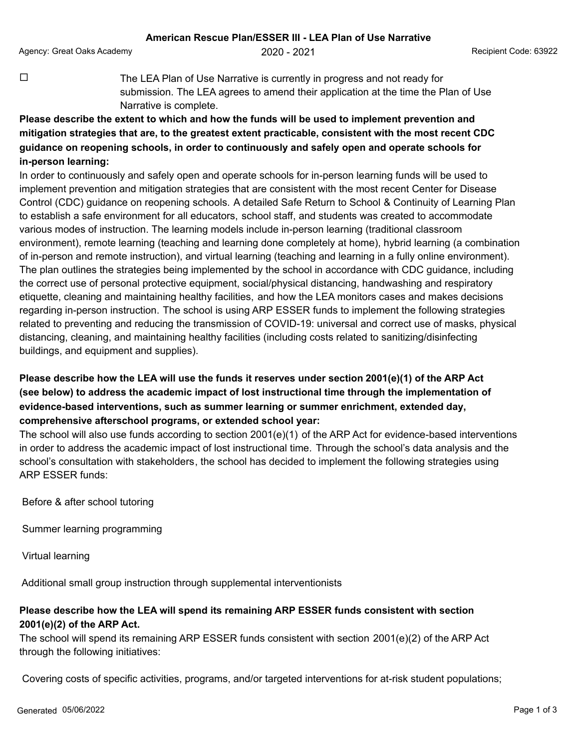**American Rescue Plan/ESSER III - LEA Plan of Use Narrative**

Agency: Great Oaks Academy

2020 - 2021

Recipient Code: 63922

☐ The LEA Plan of Use Narrative is currently in progress and not ready for submission. The LEA agrees to amend their application at the time the Plan of Use Narrative is complete.

**Please describe the extent to which and how the funds will be used to implement prevention and mitigation strategies that are, to the greatest extent practicable, consistent with the most recent CDC guidance on reopening schools, in order to continuously and safely open and operate schools for in-person learning:**

In order to continuously and safely open and operate schools for in-person learning funds will be used to implement prevention and mitigation strategies that are consistent with the most recent Center for Disease Control (CDC) guidance on reopening schools. A detailed Safe Return to School & Continuity of Learning Plan to establish a safe environment for all educators, school staff, and students was created to accommodate various modes of instruction. The learning models include in-person learning (traditional classroom environment), remote learning (teaching and learning done completely at home), hybrid learning (a combination of in-person and remote instruction), and virtual learning (teaching and learning in a fully online environment). The plan outlines the strategies being implemented by the school in accordance with CDC guidance, including the correct use of personal protective equipment, social/physical distancing, handwashing and respiratory etiquette, cleaning and maintaining healthy facilities, and how the LEA monitors cases and makes decisions regarding in-person instruction. The school is using ARP ESSER funds to implement the following strategies related to preventing and reducing the transmission of COVID-19: universal and correct use of masks, physical distancing, cleaning, and maintaining healthy facilities (including costs related to sanitizing/disinfecting buildings, and equipment and supplies).

**Please describe how the LEA will use the funds it reserves under section 2001(e)(1) of the ARP Act (see below) to address the academic impact of lost instructional time through the implementation of evidence-based interventions, such as summer learning or summer enrichment, extended day, comprehensive afterschool programs, or extended school year:**

The school will also use funds according to section 2001(e)(1) of the ARP Act for evidence-based interventions in order to address the academic impact of lost instructional time. Through the school's data analysis and the school's consultation with stakeholders, the school has decided to implement the following strategies using ARP ESSER funds:

Before & after school tutoring

Summer learning programming

Virtual learning

Additional small group instruction through supplemental interventionists

**Please describe how the LEA will spend its remaining ARP ESSER funds consistent with section 2001(e)(2) of the ARP Act.**

The school will spend its remaining ARP ESSER funds consistent with section 2001(e)(2) of the ARP Act through the following initiatives:

Covering costs of specific activities, programs, and/or targeted interventions for at-risk student populations;

Generated 05/06/2022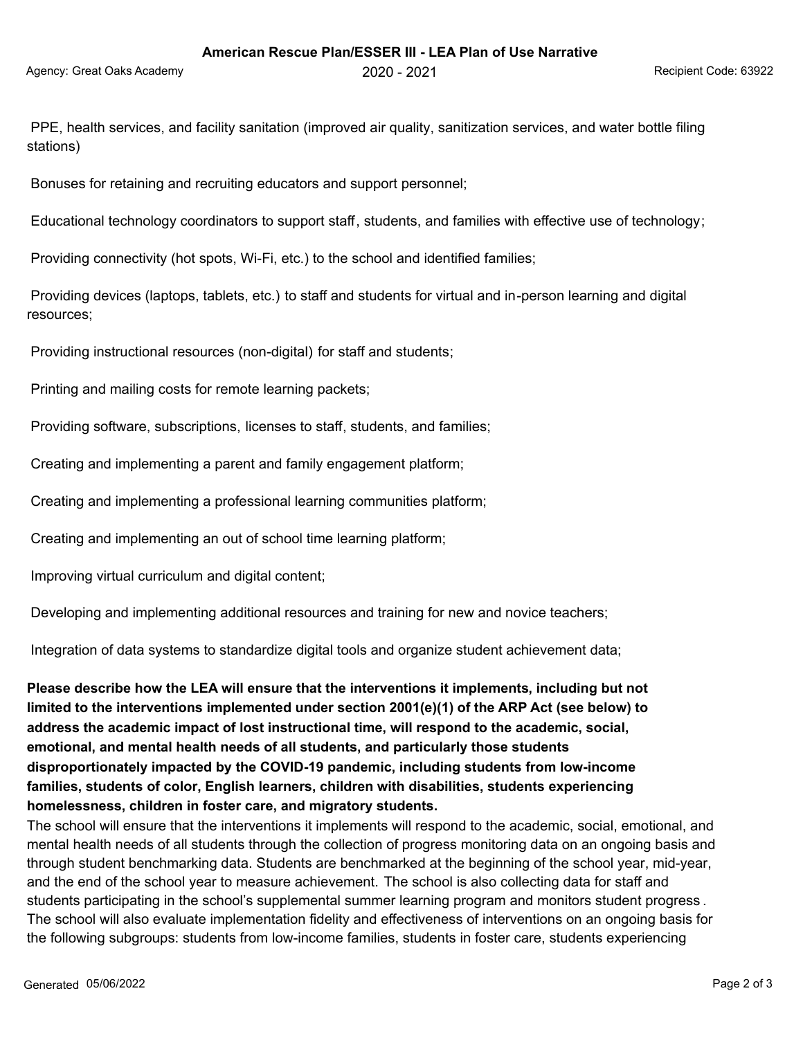PPE, health services, and facility sanitation (improved air quality, sanitization services, and water bottle filing stations)

Bonuses for retaining and recruiting educators and support personnel;

Educational technology coordinators to support staff, students, and families with effective use of technology;

Providing connectivity (hot spots, Wi-Fi, etc.) to the school and identified families;

Providing devices (laptops, tablets, etc.) to staff and students for virtual and in-person learning and digital resources;

Providing instructional resources (non-digital) for staff and students;

Printing and mailing costs for remote learning packets;

Providing software, subscriptions, licenses to staff, students, and families;

Creating and implementing a parent and family engagement platform;

Creating and implementing a professional learning communities platform;

Creating and implementing an out of school time learning platform;

Improving virtual curriculum and digital content;

Developing and implementing additional resources and training for new and novice teachers;

Integration of data systems to standardize digital tools and organize student achievement data;

**Please describe how the LEA will ensure that the interventions it implements, including but not limited to the interventions implemented under section 2001(e)(1) of the ARP Act (see below) to address the academic impact of lost instructional time, will respond to the academic, social, emotional, and mental health needs of all students, and particularly those students disproportionately impacted by the COVID-19 pandemic, including students from low-income families, students of color, English learners, children with disabilities, students experiencing homelessness, children in foster care, and migratory students.**

The school will ensure that the interventions it implements will respond to the academic, social, emotional, and mental health needs of all students through the collection of progress monitoring data on an ongoing basis and through student benchmarking data. Students are benchmarked at the beginning of the school year, mid-year, and the end of the school year to measure achievement. The school is also collecting data for staff and students participating in the school's supplemental summer learning program and monitors student progress. The school will also evaluate implementation fidelity and effectiveness of interventions on an ongoing basis for the following subgroups: students from low-income families, students in foster care, students experiencing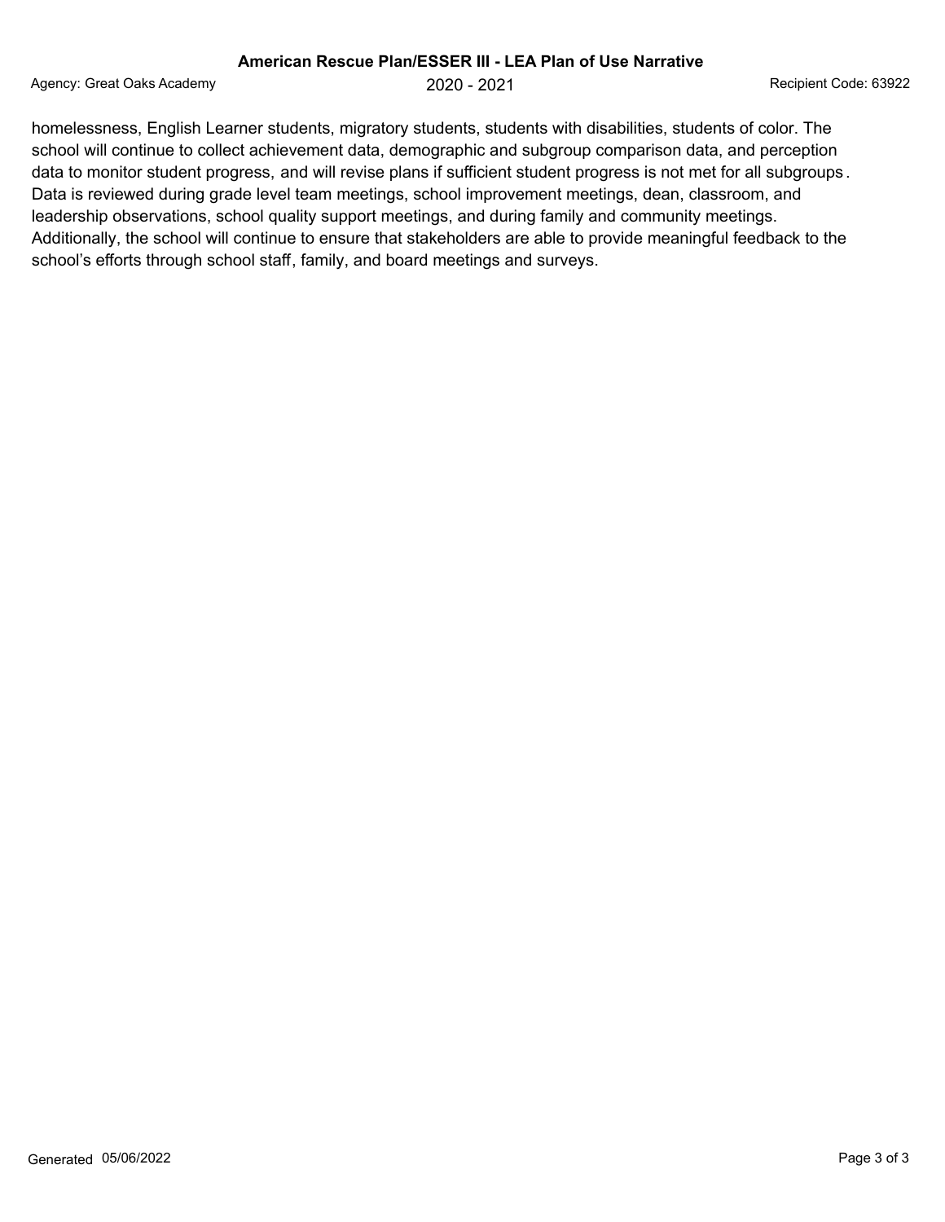homelessness, English Learner students, migratory students, students with disabilities, students of color. The school will continue to collect achievement data, demographic and subgroup comparison data, and perception data to monitor student progress, and will revise plans if sufficient student progress is not met for all subgroups. Data is reviewed during grade level team meetings, school improvement meetings, dean, classroom, and leadership observations, school quality support meetings, and during family and community meetings. Additionally, the school will continue to ensure that stakeholders are able to provide meaningful feedback to the school's efforts through school staff, family, and board meetings and surveys.